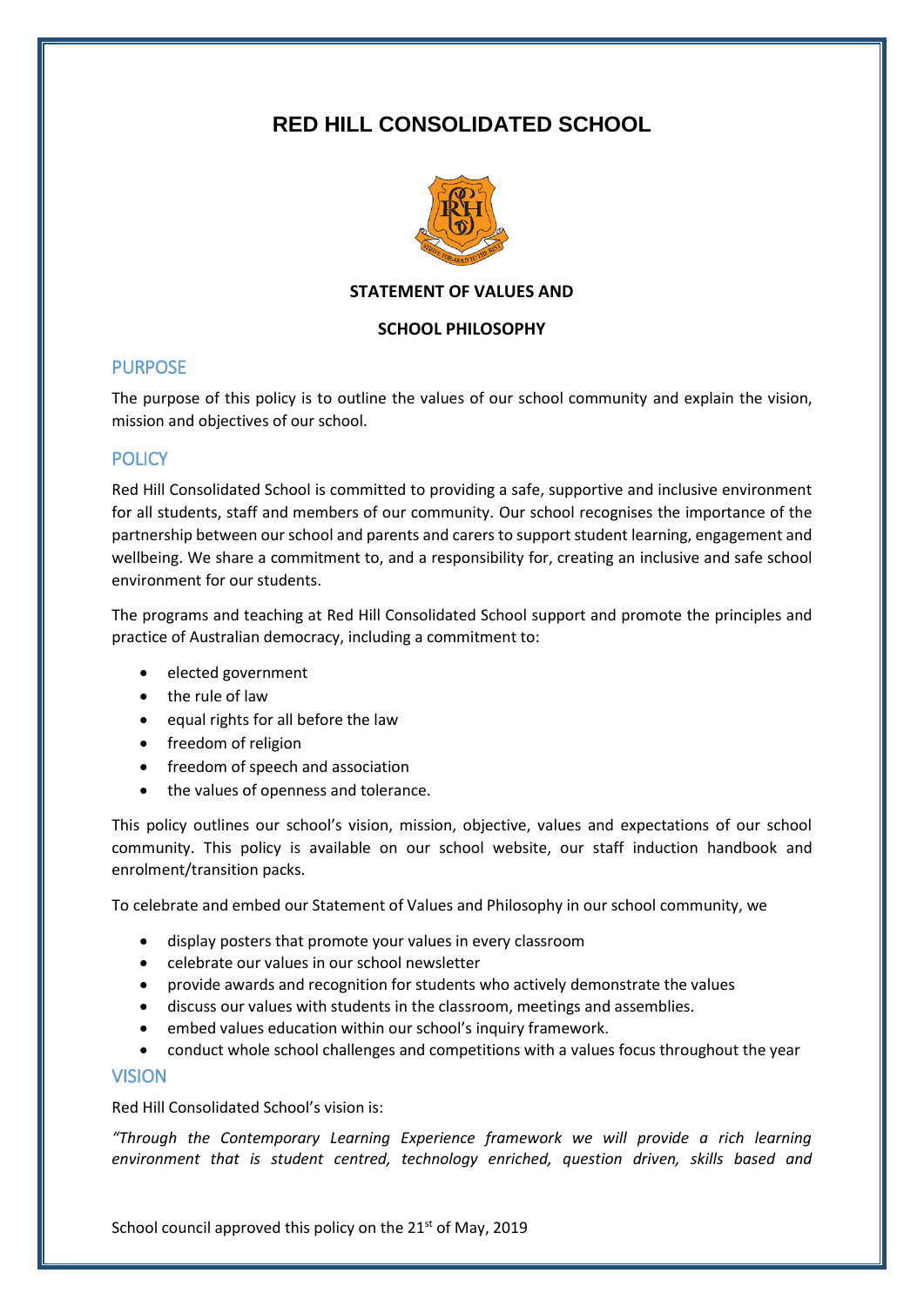# RED HILL CONSOLIDATED SCHOOL

**STATEMENT OF VALUES AND**

**SCHOOL PHILOSOPHY**

## PURPOSE

The purpose of this policy is to outline the values of our school community and explain the vision, mission and objectives of our school.

## POLICY

Red Hill Consolidated School is committed to providing a safe, supportive and inclusive environment for all students, staff and members of our community. Our school recognises the importance of the partnership between our school and parents and carers to support student learning, engagement and wellbeing. We share a commitment to, and a responsibility for, creating an inclusive and safe school environment for our students.

The programs and teaching at Red Hill Consolidated School support and promote the principles and practice of Australian democracy, including a commitment to:

- elected government
- the rule of law
- equal rights for all before the law
- freedom of religion
- freedom of speech and association
- the values of openness and tolerance.

This policy outlines our school's vision, mission, objective, values and expectations of our school community. This policy is available on our school website, our staff induction handbook and enrolment/transition packs.

To celebrate and embed our Statement of Values and Philosophy in our school community, we

- display posters that promote your values in every classroom
- celebrate our values in our school newsletter
- provide awards and recognition for students who actively demonstrate the values
- discuss our values with students in the classroom, meetings and assemblies.
- embed values education within our school's inquiry framework.
- conduct whole school challenges and competitions with a values focus throughout the year

## VISION

Red Hill Consolidated School's vision is:

*"Through the Contemporary Learning Experience framework we will provide a rich learning environment that is student centred, technology enriched, question driven, skills based and*

School council approved this policy on the 21st of May, 2019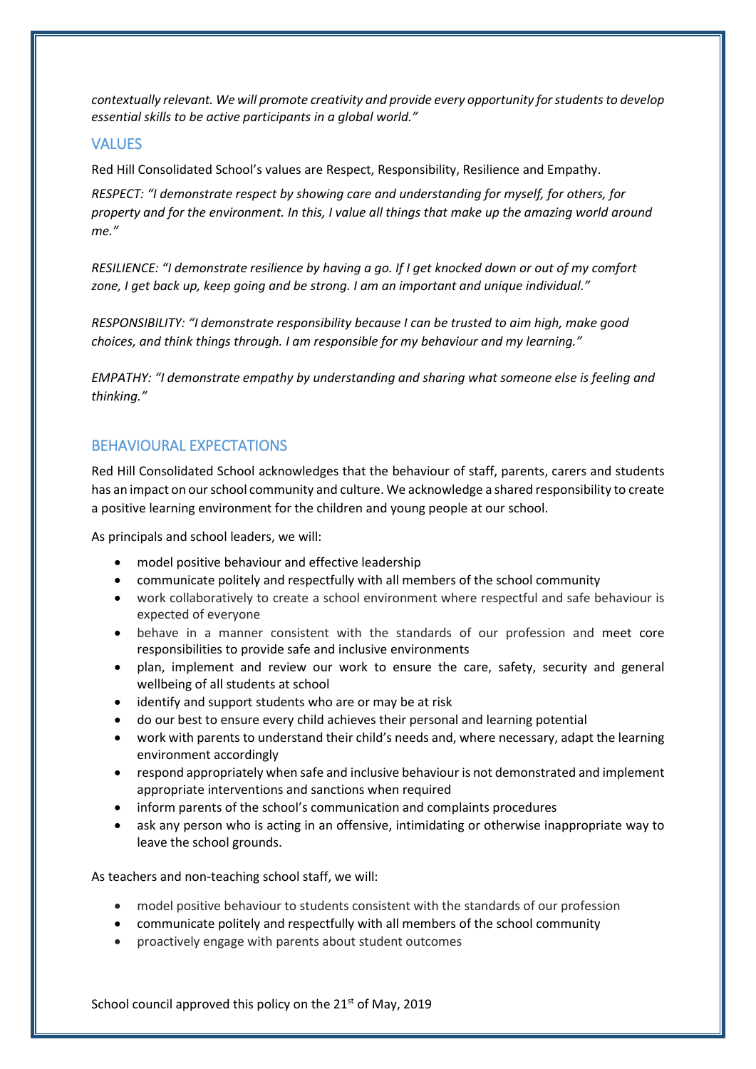*contextually relevant. We will promote creativity and provide every opportunity for students to develop essential skills to be active participants in a global world."*

## VALUES

Red Hill Consolidated School's values are Respect, Responsibility, Resilience and Empathy.

*RESPECT: "I demonstrate respect by showing care and understanding for myself, for others, for property and for the environment. In this, I value all things that make up the amazing world around me."*

*RESILIENCE: "I demonstrate resilience by having a go. If I get knocked down or out of my comfort zone, I get back up, keep going and be strong. I am an important and unique individual."*

*RESPONSIBILITY: "I demonstrate responsibility because I can be trusted to aim high, make good choices, and think things through. I am responsible for my behaviour and my learning."*

*EMPATHY: "I demonstrate empathy by understanding and sharing what someone else is feeling and thinking."*

## BEHAVIOURAL EXPECTATIONS

Red Hill Consolidated School acknowledges that the behaviour of staff, parents, carers and students has an impact on our school community and culture. We acknowledge a shared responsibility to create a positive learning environment for the children and young people at our school.

As principals and school leaders, we will:

- model positive behaviour and effective leadership
- communicate politely and respectfully with all members of the school community
- work collaboratively to create a school environment where respectful and safe behaviour is expected of everyone
- behave in a manner consistent with the standards of our profession and meet core responsibilities to provide safe and inclusive environments
- plan, implement and review our work to ensure the care, safety, security and general wellbeing of all students at school
- identify and support students who are or may be at risk
- do our best to ensure every child achieves their personal and learning potential
- work with parents to understand their child's needs and, where necessary, adapt the learning environment accordingly
- respond appropriately when safe and inclusive behaviour is not demonstrated and implement appropriate interventions and sanctions when required
- inform parents of the school's communication and complaints procedures
- ask any person who is acting in an offensive, intimidating or otherwise inappropriate way to leave the school grounds.

As teachers and non-teaching school staff, we will:

- model positive behaviour to students consistent with the standards of our profession
- communicate politely and respectfully with all members of the school community
- proactively engage with parents about student outcomes

School council approved this policy on the 21st of May, 2019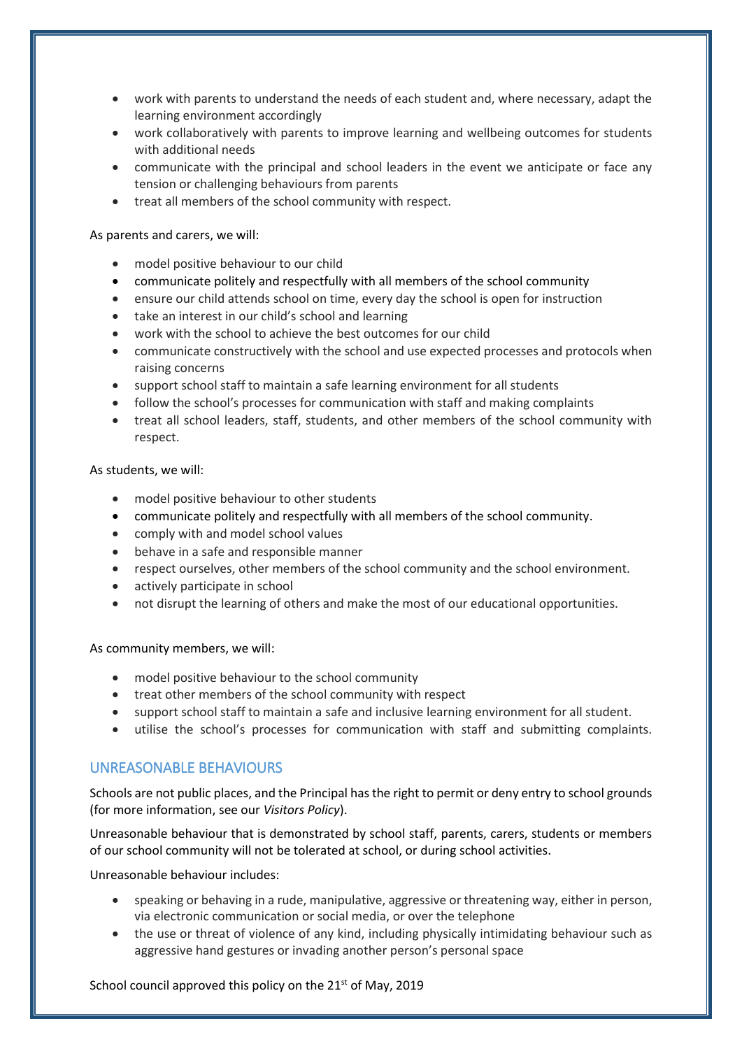- work with parents to understand the needs of each student and, where necessary, adapt the learning environment accordingly
- work collaboratively with parents to improve learning and wellbeing outcomes for students with additional needs
- communicate with the principal and school leaders in the event we anticipate or face any tension or challenging behaviours from parents
- treat all members of the school community with respect.

As parents and carers, we will:

- model positive behaviour to our child
- communicate politely and respectfully with all members of the school community
- ensure our child attends school on time, every day the school is open for instruction
- take an interest in our child's school and learning
- work with the school to achieve the best outcomes for our child
- communicate constructively with the school and use expected processes and protocols when raising concerns
- support school staff to maintain a safe learning environment for all students
- follow the school's processes for communication with staff and making complaints
- treat all school leaders, staff, students, and other members of the school community with respect.

As students, we will:

- model positive behaviour to other students
- communicate politely and respectfully with all members of the school community.
- comply with and model school values
- behave in a safe and responsible manner
- respect ourselves, other members of the school community and the school environment.
- actively participate in school
- not disrupt the learning of others and make the most of our educational opportunities.

As community members, we will:

- model positive behaviour to the school community
- treat other members of the school community with respect
- support school staff to maintain a safe and inclusive learning environment for all student.
- utilise the school's processes for communication with staff and submitting complaints.

## UNREASONABLE BEHAVIOURS

Schools are not public places, and the Principal has the right to permit or deny entry to school grounds (for more information, see our *Visitors Policy*).

Unreasonable behaviour that is demonstrated by school staff, parents, carers, students or members of our school community will not be tolerated at school, or during school activities.

Unreasonable behaviour includes:

- speaking or behaving in a rude, manipulative, aggressive or threatening way, either in person, via electronic communication or social media, or over the telephone
- the use or threat of violence of any kind, including physically intimidating behaviour such as aggressive hand gestures or invading another person's personal space

School council approved this policy on the 21st of May, 2019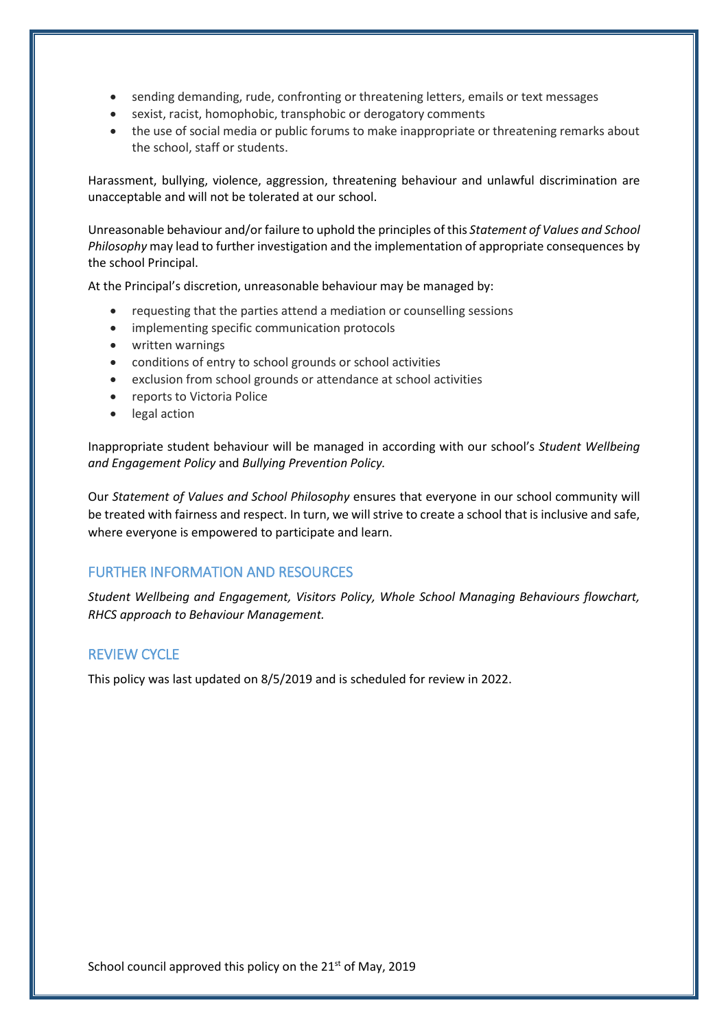- sending demanding, rude, confronting or threatening letters, emails or text messages
- sexist, racist, homophobic, transphobic or derogatory comments
- the use of social media or public forums to make inappropriate or threatening remarks about the school, staff or students.

Harassment, bullying, violence, aggression, threatening behaviour and unlawful discrimination are unacceptable and will not be tolerated at our school.

Unreasonable behaviour and/or failure to uphold the principles of this *Statement of Values and School Philosophy* may lead to further investigation and the implementation of appropriate consequences by the school Principal.

At the Principal's discretion, unreasonable behaviour may be managed by:

- requesting that the parties attend a mediation or counselling sessions
- implementing specific communication protocols
- written warnings
- conditions of entry to school grounds or school activities
- exclusion from school grounds or attendance at school activities
- reports to Victoria Police
- legal action

Inappropriate student behaviour will be managed in according with our school's *Student Wellbeing and Engagement Policy* and *Bullying Prevention Policy.*

Our *Statement of Values and School Philosophy* ensures that everyone in our school community will be treated with fairness and respect. In turn, we will strive to create a school that is inclusive and safe, where everyone is empowered to participate and learn.

## FURTHER INFORMATION AND RESOURCES

*Student Wellbeing and Engagement, Visitors Policy, Whole School Managing Behaviours flowchart, RHCS approach to Behaviour Management.*

## REVIEW CYCLE

This policy was last updated on 8/5/2019 and is scheduled for review in 2022.

School council approved this policy on the 21st of May, 2019